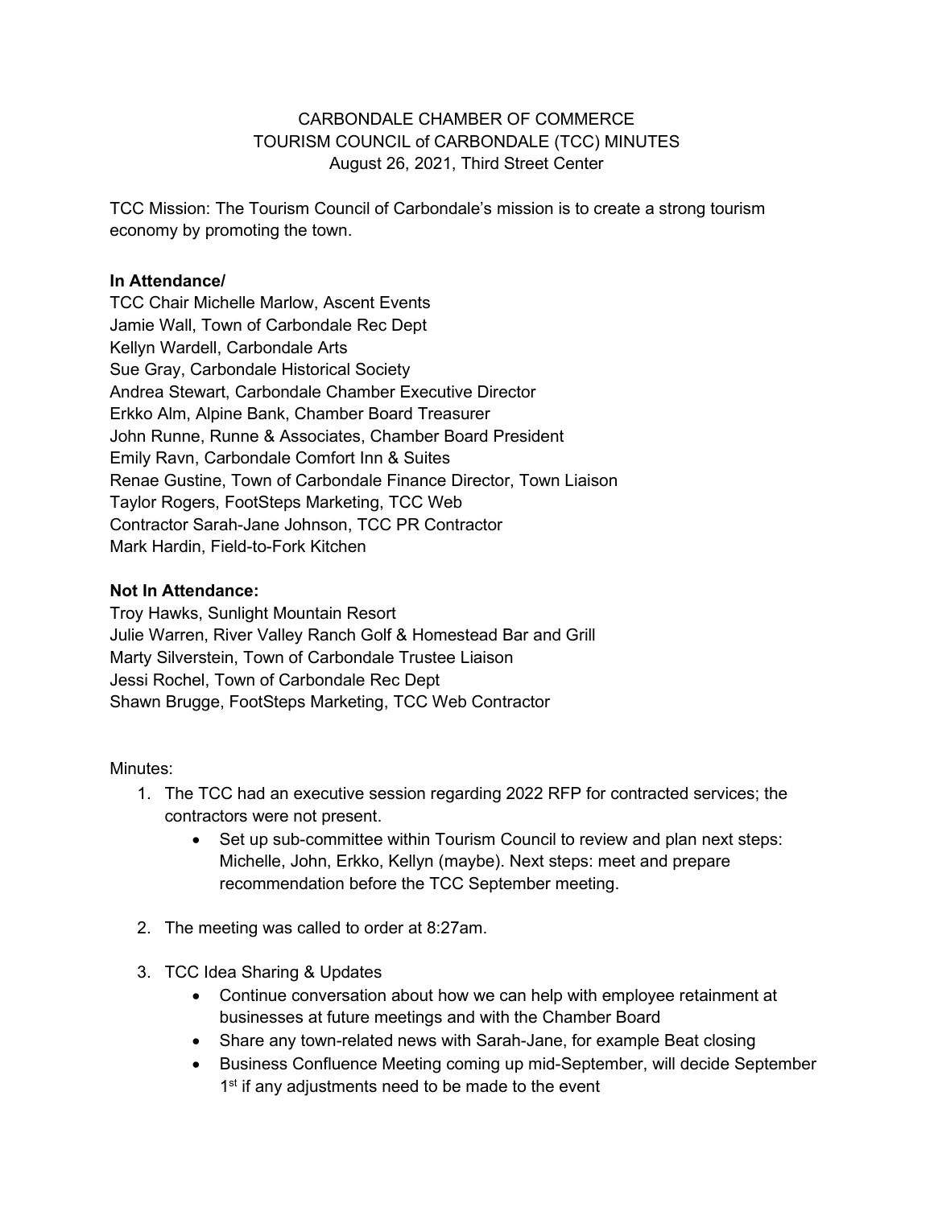CARBONDALE CHAMBER OF COMMERCE
TOURISM COUNCIL of CARBONDALE (TCC) MINUTES
August 26, 2021, Third Street Center

TCC Mission: The Tourism Council of Carbondale's mission is to create a strong tourism economy by promoting the town.

**In Attendance/**
TCC Chair Michelle Marlow, Ascent Events
Jamie Wall, Town of Carbondale Rec Dept
Kellyn Wardell, Carbondale Arts
Sue Gray, Carbondale Historical Society
Andrea Stewart, Carbondale Chamber Executive Director
Erkko Alm, Alpine Bank, Chamber Board Treasurer
John Runne, Runne & Associates, Chamber Board President
Emily Ravn, Carbondale Comfort Inn & Suites
Renae Gustine, Town of Carbondale Finance Director, Town Liaison
Taylor Rogers, FootSteps Marketing, TCC Web
Contractor Sarah-Jane Johnson, TCC PR Contractor
Mark Hardin, Field-to-Fork Kitchen

**Not In Attendance:**
Troy Hawks, Sunlight Mountain Resort
Julie Warren, River Valley Ranch Golf & Homestead Bar and Grill
Marty Silverstein, Town of Carbondale Trustee Liaison
Jessi Rochel, Town of Carbondale Rec Dept
Shawn Brugge, FootSteps Marketing, TCC Web Contractor

Minutes:

1. The TCC had an executive session regarding 2022 RFP for contracted services; the contractors were not present.
   - Set up sub-committee within Tourism Council to review and plan next steps: Michelle, John, Erkko, Kellyn (maybe). Next steps: meet and prepare recommendation before the TCC September meeting.
2. The meeting was called to order at 8:27am.
3. TCC Idea Sharing & Updates
   - Continue conversation about how we can help with employee retainment at businesses at future meetings and with the Chamber Board
   - Share any town-related news with Sarah-Jane, for example Beat closing
   - Business Confluence Meeting coming up mid-September, will decide September 1st if any adjustments need to be made to the event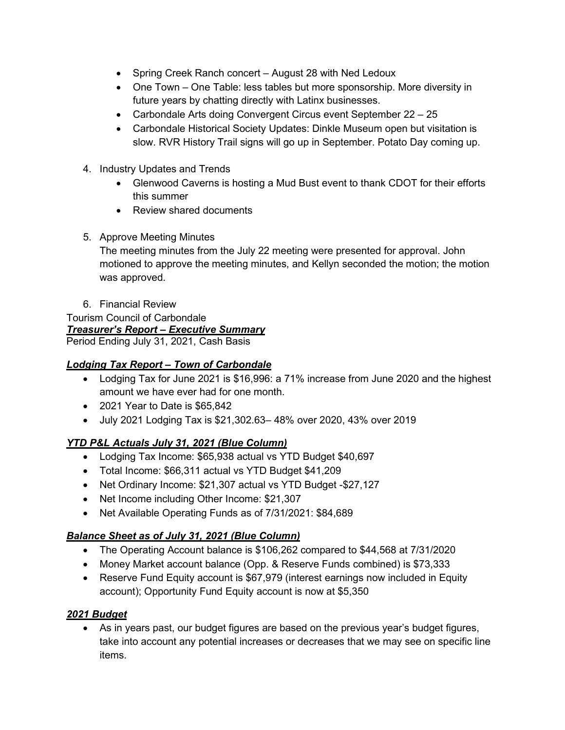- Spring Creek Ranch concert – August 28 with Ned Ledoux
- One Town – One Table: less tables but more sponsorship. More diversity in future years by chatting directly with Latinx businesses.
- Carbondale Arts doing Convergent Circus event September 22 – 25
- Carbondale Historical Society Updates: Dinkle Museum open but visitation is slow. RVR History Trail signs will go up in September. Potato Day coming up.

4. Industry Updates and Trends
   - Glenwood Caverns is hosting a Mud Bust event to thank CDOT for their efforts this summer
   - Review shared documents

5. Approve Meeting Minutes
   The meeting minutes from the July 22 meeting were presented for approval. John motioned to approve the meeting minutes, and Kellyn seconded the motion; the motion was approved.

6. Financial Review

Tourism Council of Carbondale
***Treasurer's Report – Executive Summary***
Period Ending July 31, 2021, Cash Basis

***Lodging Tax Report – Town of Carbondale***

- Lodging Tax for June 2021 is $16,996: a 71% increase from June 2020 and the highest amount we have ever had for one month.
- 2021 Year to Date is $65,842
- July 2021 Lodging Tax is $21,302.63– 48% over 2020, 43% over 2019

***YTD P&L Actuals July 31, 2021 (Blue Column)***

- Lodging Tax Income: $65,938 actual vs YTD Budget $40,697
- Total Income: $66,311 actual vs YTD Budget $41,209
- Net Ordinary Income: $21,307 actual vs YTD Budget -$27,127
- Net Income including Other Income: $21,307
- Net Available Operating Funds as of 7/31/2021: $84,689

***Balance Sheet as of July 31, 2021 (Blue Column)***

- The Operating Account balance is $106,262 compared to $44,568 at 7/31/2020
- Money Market account balance (Opp. & Reserve Funds combined) is $73,333
- Reserve Fund Equity account is $67,979 (interest earnings now included in Equity account); Opportunity Fund Equity account is now at $5,350

***2021 Budget***

- As in years past, our budget figures are based on the previous year's budget figures, take into account any potential increases or decreases that we may see on specific line items.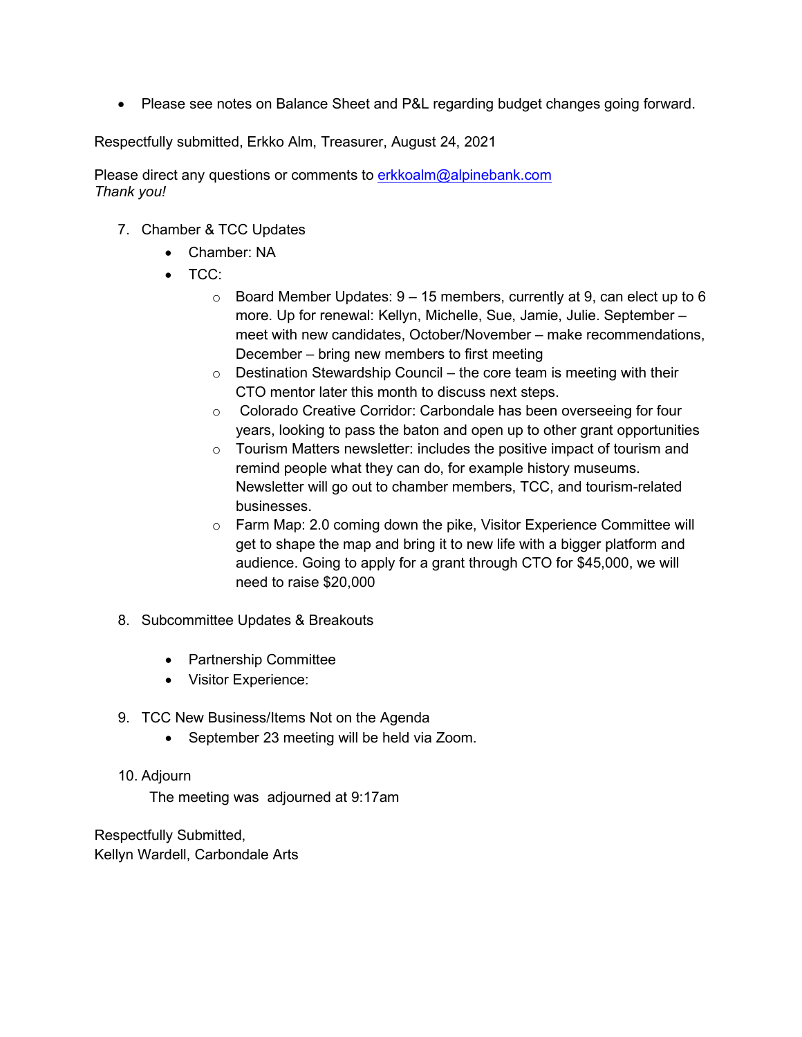- Please see notes on Balance Sheet and P&L regarding budget changes going forward.

Respectfully submitted, Erkko Alm, Treasurer, August 24, 2021

Please direct any questions or comments to erkkoalm@alpinebank.com
*Thank you!*

7. Chamber & TCC Updates
   - Chamber: NA
   - TCC:
     - Board Member Updates: 9 – 15 members, currently at 9, can elect up to 6 more. Up for renewal: Kellyn, Michelle, Sue, Jamie, Julie. September – meet with new candidates, October/November – make recommendations, December – bring new members to first meeting
     - Destination Stewardship Council – the core team is meeting with their CTO mentor later this month to discuss next steps.
     - Colorado Creative Corridor: Carbondale has been overseeing for four years, looking to pass the baton and open up to other grant opportunities
     - Tourism Matters newsletter: includes the positive impact of tourism and remind people what they can do, for example history museums. Newsletter will go out to chamber members, TCC, and tourism-related businesses.
     - Farm Map: 2.0 coming down the pike, Visitor Experience Committee will get to shape the map and bring it to new life with a bigger platform and audience. Going to apply for a grant through CTO for $45,000, we will need to raise $20,000

8. Subcommittee Updates & Breakouts

   - Partnership Committee
   - Visitor Experience:

9. TCC New Business/Items Not on the Agenda
   - September 23 meeting will be held via Zoom.

10. Adjourn

    The meeting was adjourned at 9:17am

Respectfully Submitted,
Kellyn Wardell, Carbondale Arts